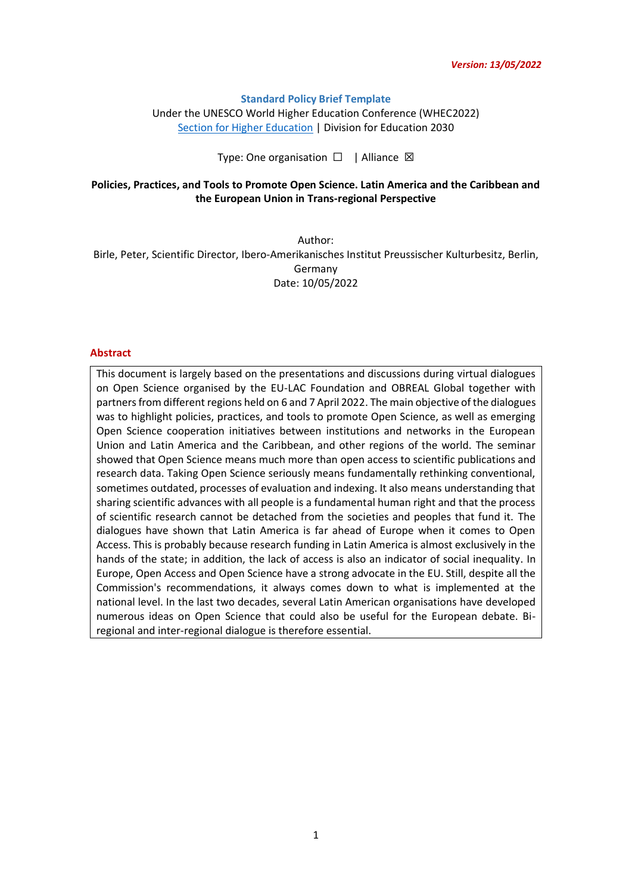*Version: 13/05/2022*

**Standard Policy Brief Template**

Under the UNESCO World Higher Education Conference (WHEC2022)
Section for Higher Education | Division for Education 2030

Type: One organisation ☐ | Alliance ☒

**Policies, Practices, and Tools to Promote Open Science. Latin America and the Caribbean and the European Union in Trans-regional Perspective**

Author:
Birle, Peter, Scientific Director, Ibero-Amerikanisches Institut Preussischer Kulturbesitz, Berlin, Germany
Date: 10/05/2022

## Abstract

This document is largely based on the presentations and discussions during virtual dialogues on Open Science organised by the EU-LAC Foundation and OBREAL Global together with partners from different regions held on 6 and 7 April 2022. The main objective of the dialogues was to highlight policies, practices, and tools to promote Open Science, as well as emerging Open Science cooperation initiatives between institutions and networks in the European Union and Latin America and the Caribbean, and other regions of the world. The seminar showed that Open Science means much more than open access to scientific publications and research data. Taking Open Science seriously means fundamentally rethinking conventional, sometimes outdated, processes of evaluation and indexing. It also means understanding that sharing scientific advances with all people is a fundamental human right and that the process of scientific research cannot be detached from the societies and peoples that fund it. The dialogues have shown that Latin America is far ahead of Europe when it comes to Open Access. This is probably because research funding in Latin America is almost exclusively in the hands of the state; in addition, the lack of access is also an indicator of social inequality. In Europe, Open Access and Open Science have a strong advocate in the EU. Still, despite all the Commission's recommendations, it always comes down to what is implemented at the national level. In the last two decades, several Latin American organisations have developed numerous ideas on Open Science that could also be useful for the European debate. Bi-regional and inter-regional dialogue is therefore essential.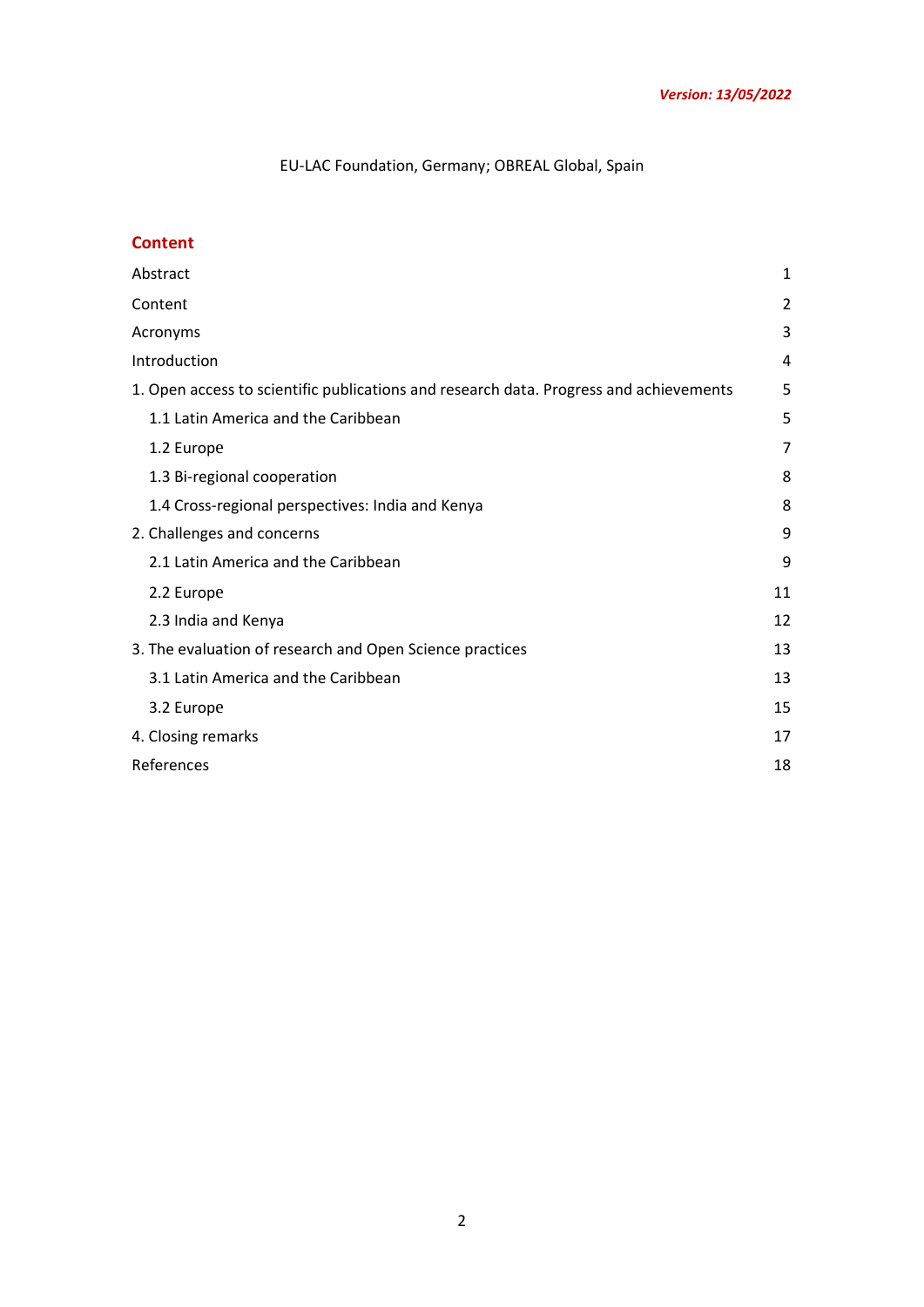*Version: 13/05/2022*

EU-LAC Foundation, Germany; OBREAL Global, Spain

## Content

| | |
|---|---|
| Abstract | 1 |
| Content | 2 |
| Acronyms | 3 |
| Introduction | 4 |
| 1. Open access to scientific publications and research data. Progress and achievements | 5 |
| 1.1 Latin America and the Caribbean | 5 |
| 1.2 Europe | 7 |
| 1.3 Bi-regional cooperation | 8 |
| 1.4 Cross-regional perspectives: India and Kenya | 8 |
| 2. Challenges and concerns | 9 |
| 2.1 Latin America and the Caribbean | 9 |
| 2.2 Europe | 11 |
| 2.3 India and Kenya | 12 |
| 3. The evaluation of research and Open Science practices | 13 |
| 3.1 Latin America and the Caribbean | 13 |
| 3.2 Europe | 15 |
| 4. Closing remarks | 17 |
| References | 18 |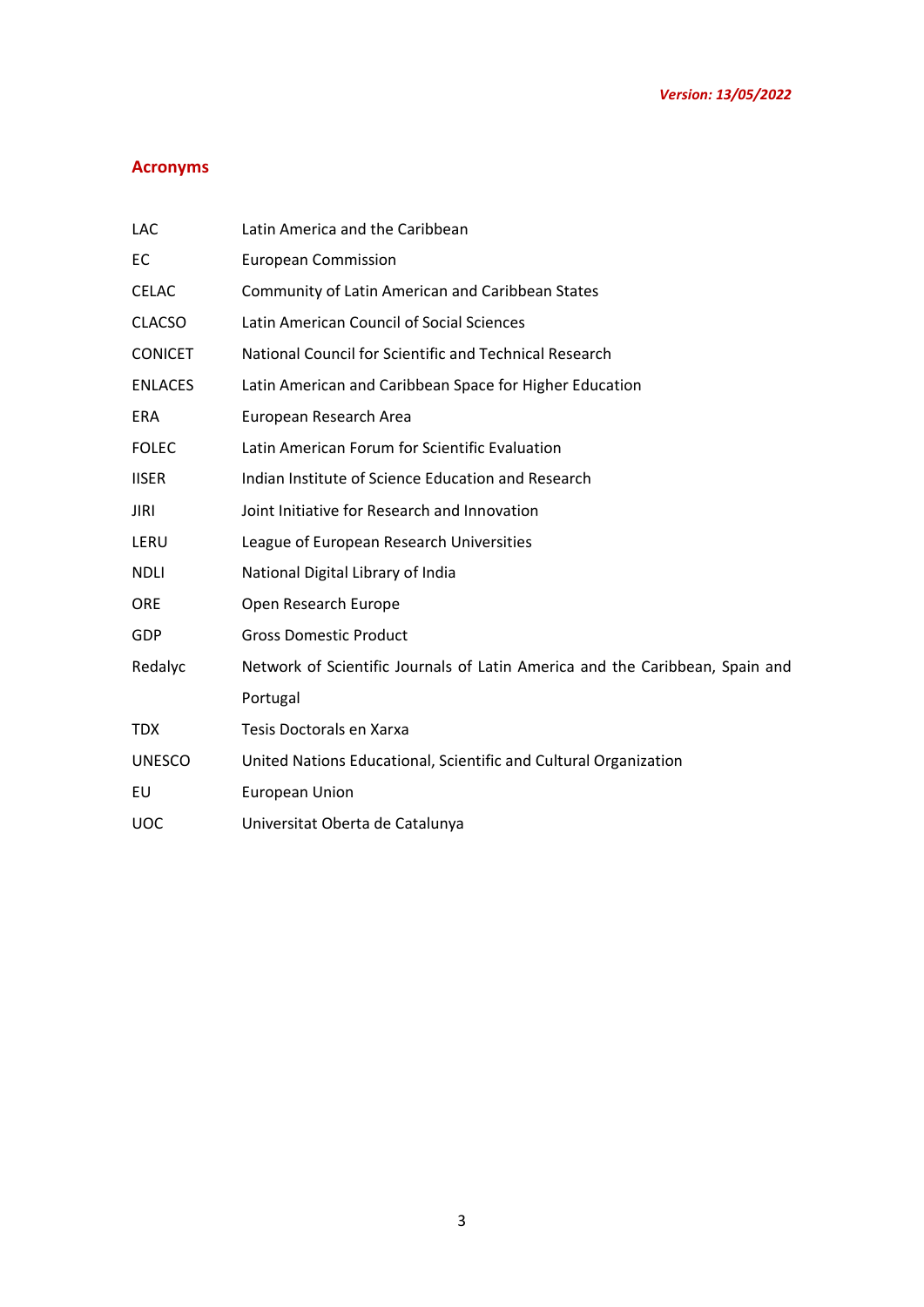*Version: 13/05/2022*

## Acronyms

| | |
|---|---|
| LAC | Latin America and the Caribbean |
| EC | European Commission |
| CELAC | Community of Latin American and Caribbean States |
| CLACSO | Latin American Council of Social Sciences |
| CONICET | National Council for Scientific and Technical Research |
| ENLACES | Latin American and Caribbean Space for Higher Education |
| ERA | European Research Area |
| FOLEC | Latin American Forum for Scientific Evaluation |
| IISER | Indian Institute of Science Education and Research |
| JIRI | Joint Initiative for Research and Innovation |
| LERU | League of European Research Universities |
| NDLI | National Digital Library of India |
| ORE | Open Research Europe |
| GDP | Gross Domestic Product |
| Redalyc | Network of Scientific Journals of Latin America and the Caribbean, Spain and Portugal |
| TDX | Tesis Doctorals en Xarxa |
| UNESCO | United Nations Educational, Scientific and Cultural Organization |
| EU | European Union |
| UOC | Universitat Oberta de Catalunya |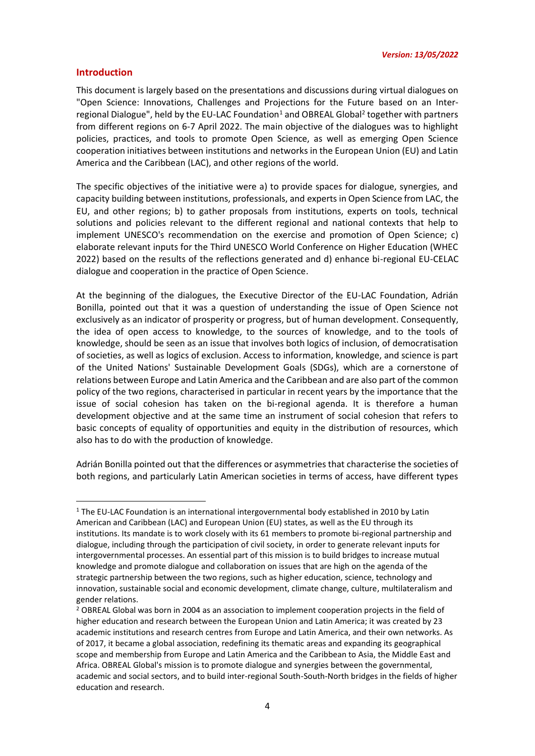*Version: 13/05/2022*

## Introduction

This document is largely based on the presentations and discussions during virtual dialogues on "Open Science: Innovations, Challenges and Projections for the Future based on an Inter-regional Dialogue", held by the EU-LAC Foundation[1] and OBREAL Global[2] together with partners from different regions on 6-7 April 2022. The main objective of the dialogues was to highlight policies, practices, and tools to promote Open Science, as well as emerging Open Science cooperation initiatives between institutions and networks in the European Union (EU) and Latin America and the Caribbean (LAC), and other regions of the world.

The specific objectives of the initiative were a) to provide spaces for dialogue, synergies, and capacity building between institutions, professionals, and experts in Open Science from LAC, the EU, and other regions; b) to gather proposals from institutions, experts on tools, technical solutions and policies relevant to the different regional and national contexts that help to implement UNESCO's recommendation on the exercise and promotion of Open Science; c) elaborate relevant inputs for the Third UNESCO World Conference on Higher Education (WHEC 2022) based on the results of the reflections generated and d) enhance bi-regional EU-CELAC dialogue and cooperation in the practice of Open Science.

At the beginning of the dialogues, the Executive Director of the EU-LAC Foundation, Adrián Bonilla, pointed out that it was a question of understanding the issue of Open Science not exclusively as an indicator of prosperity or progress, but of human development. Consequently, the idea of open access to knowledge, to the sources of knowledge, and to the tools of knowledge, should be seen as an issue that involves both logics of inclusion, of democratisation of societies, as well as logics of exclusion. Access to information, knowledge, and science is part of the United Nations' Sustainable Development Goals (SDGs), which are a cornerstone of relations between Europe and Latin America and the Caribbean and are also part of the common policy of the two regions, characterised in particular in recent years by the importance that the issue of social cohesion has taken on the bi-regional agenda. It is therefore a human development objective and at the same time an instrument of social cohesion that refers to basic concepts of equality of opportunities and equity in the distribution of resources, which also has to do with the production of knowledge.

Adrián Bonilla pointed out that the differences or asymmetries that characterise the societies of both regions, and particularly Latin American societies in terms of access, have different types

---

[1] The EU-LAC Foundation is an international intergovernmental body established in 2010 by Latin American and Caribbean (LAC) and European Union (EU) states, as well as the EU through its institutions. Its mandate is to work closely with its 61 members to promote bi-regional partnership and dialogue, including through the participation of civil society, in order to generate relevant inputs for intergovernmental processes. An essential part of this mission is to build bridges to increase mutual knowledge and promote dialogue and collaboration on issues that are high on the agenda of the strategic partnership between the two regions, such as higher education, science, technology and innovation, sustainable social and economic development, climate change, culture, multilateralism and gender relations.

[2] OBREAL Global was born in 2004 as an association to implement cooperation projects in the field of higher education and research between the European Union and Latin America; it was created by 23 academic institutions and research centres from Europe and Latin America, and their own networks. As of 2017, it became a global association, redefining its thematic areas and expanding its geographical scope and membership from Europe and Latin America and the Caribbean to Asia, the Middle East and Africa. OBREAL Global's mission is to promote dialogue and synergies between the governmental, academic and social sectors, and to build inter-regional South-South-North bridges in the fields of higher education and research.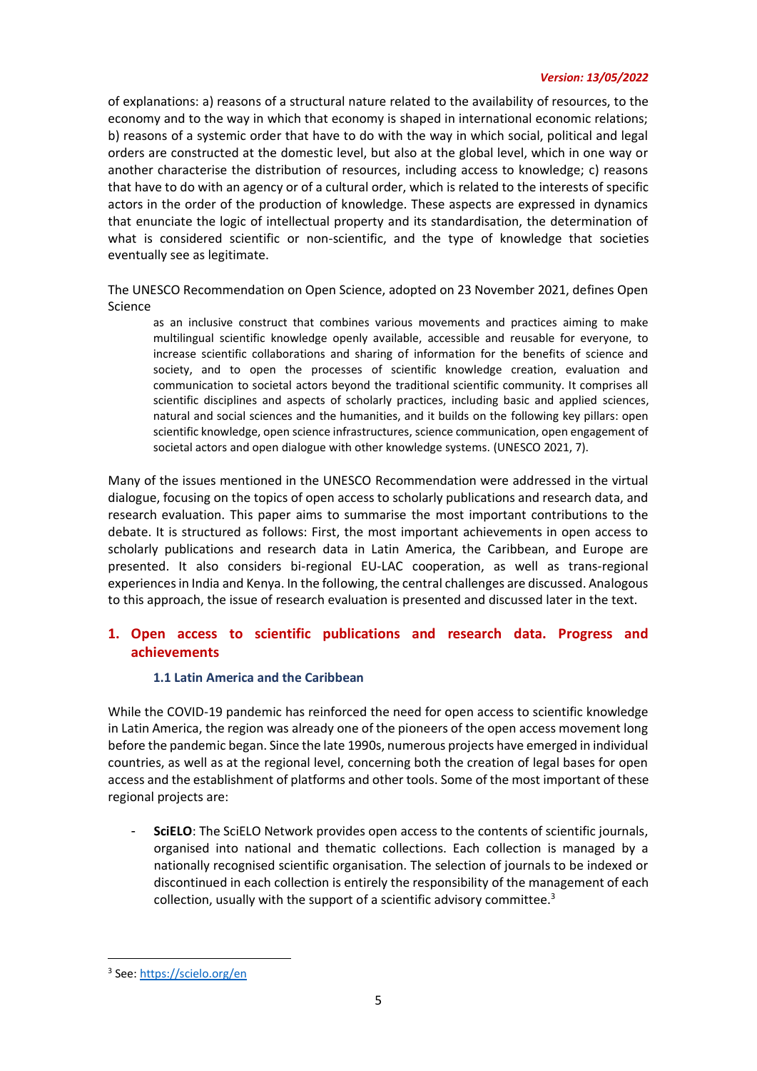of explanations: a) reasons of a structural nature related to the availability of resources, to the economy and to the way in which that economy is shaped in international economic relations; b) reasons of a systemic order that have to do with the way in which social, political and legal orders are constructed at the domestic level, but also at the global level, which in one way or another characterise the distribution of resources, including access to knowledge; c) reasons that have to do with an agency or of a cultural order, which is related to the interests of specific actors in the order of the production of knowledge. These aspects are expressed in dynamics that enunciate the logic of intellectual property and its standardisation, the determination of what is considered scientific or non-scientific, and the type of knowledge that societies eventually see as legitimate.

The UNESCO Recommendation on Open Science, adopted on 23 November 2021, defines Open Science

> as an inclusive construct that combines various movements and practices aiming to make multilingual scientific knowledge openly available, accessible and reusable for everyone, to increase scientific collaborations and sharing of information for the benefits of science and society, and to open the processes of scientific knowledge creation, evaluation and communication to societal actors beyond the traditional scientific community. It comprises all scientific disciplines and aspects of scholarly practices, including basic and applied sciences, natural and social sciences and the humanities, and it builds on the following key pillars: open scientific knowledge, open science infrastructures, science communication, open engagement of societal actors and open dialogue with other knowledge systems. (UNESCO 2021, 7).

Many of the issues mentioned in the UNESCO Recommendation were addressed in the virtual dialogue, focusing on the topics of open access to scholarly publications and research data, and research evaluation. This paper aims to summarise the most important contributions to the debate. It is structured as follows: First, the most important achievements in open access to scholarly publications and research data in Latin America, the Caribbean, and Europe are presented. It also considers bi-regional EU-LAC cooperation, as well as trans-regional experiences in India and Kenya. In the following, the central challenges are discussed. Analogous to this approach, the issue of research evaluation is presented and discussed later in the text.

## 1. Open access to scientific publications and research data. Progress and achievements

### 1.1 Latin America and the Caribbean

While the COVID-19 pandemic has reinforced the need for open access to scientific knowledge in Latin America, the region was already one of the pioneers of the open access movement long before the pandemic began. Since the late 1990s, numerous projects have emerged in individual countries, as well as at the regional level, concerning both the creation of legal bases for open access and the establishment of platforms and other tools. Some of the most important of these regional projects are:

- **SciELO**: The SciELO Network provides open access to the contents of scientific journals, organised into national and thematic collections. Each collection is managed by a nationally recognised scientific organisation. The selection of journals to be indexed or discontinued in each collection is entirely the responsibility of the management of each collection, usually with the support of a scientific advisory committee.[3]

---

[3] See: https://scielo.org/en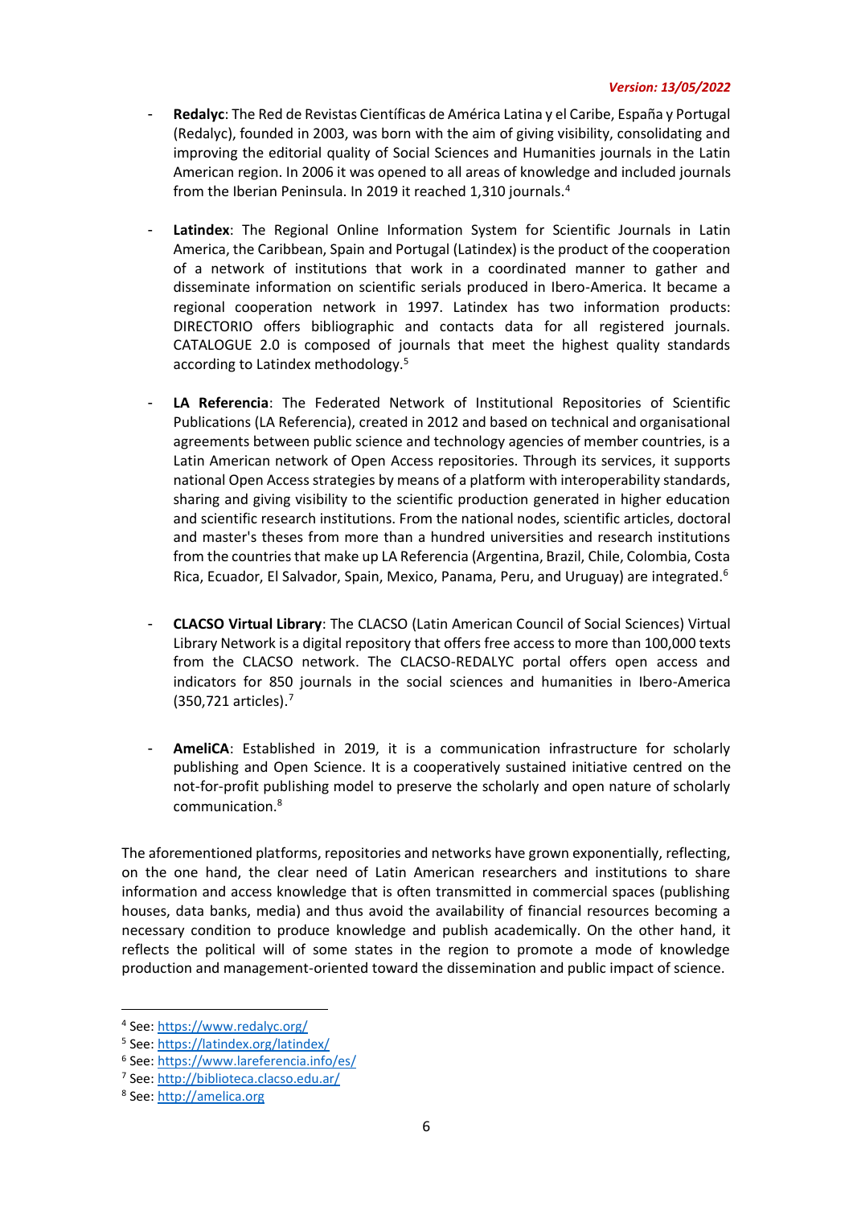- **Redalyc**: The Red de Revistas Científicas de América Latina y el Caribe, España y Portugal (Redalyc), founded in 2003, was born with the aim of giving visibility, consolidating and improving the editorial quality of Social Sciences and Humanities journals in the Latin American region. In 2006 it was opened to all areas of knowledge and included journals from the Iberian Peninsula. In 2019 it reached 1,310 journals.[4]

- **Latindex**: The Regional Online Information System for Scientific Journals in Latin America, the Caribbean, Spain and Portugal (Latindex) is the product of the cooperation of a network of institutions that work in a coordinated manner to gather and disseminate information on scientific serials produced in Ibero-America. It became a regional cooperation network in 1997. Latindex has two information products: DIRECTORIO offers bibliographic and contacts data for all registered journals. CATALOGUE 2.0 is composed of journals that meet the highest quality standards according to Latindex methodology.[5]

- **LA Referencia**: The Federated Network of Institutional Repositories of Scientific Publications (LA Referencia), created in 2012 and based on technical and organisational agreements between public science and technology agencies of member countries, is a Latin American network of Open Access repositories. Through its services, it supports national Open Access strategies by means of a platform with interoperability standards, sharing and giving visibility to the scientific production generated in higher education and scientific research institutions. From the national nodes, scientific articles, doctoral and master's theses from more than a hundred universities and research institutions from the countries that make up LA Referencia (Argentina, Brazil, Chile, Colombia, Costa Rica, Ecuador, El Salvador, Spain, Mexico, Panama, Peru, and Uruguay) are integrated.[6]

- **CLACSO Virtual Library**: The CLACSO (Latin American Council of Social Sciences) Virtual Library Network is a digital repository that offers free access to more than 100,000 texts from the CLACSO network. The CLACSO-REDALYC portal offers open access and indicators for 850 journals in the social sciences and humanities in Ibero-America (350,721 articles).[7]

- **AmeliCA**: Established in 2019, it is a communication infrastructure for scholarly publishing and Open Science. It is a cooperatively sustained initiative centred on the not-for-profit publishing model to preserve the scholarly and open nature of scholarly communication.[8]

The aforementioned platforms, repositories and networks have grown exponentially, reflecting, on the one hand, the clear need of Latin American researchers and institutions to share information and access knowledge that is often transmitted in commercial spaces (publishing houses, data banks, media) and thus avoid the availability of financial resources becoming a necessary condition to produce knowledge and publish academically. On the other hand, it reflects the political will of some states in the region to promote a mode of knowledge production and management-oriented toward the dissemination and public impact of science.

---

[4] See: https://www.redalyc.org/

[5] See: https://latindex.org/latindex/

[6] See: https://www.lareferencia.info/es/

[7] See: http://biblioteca.clacso.edu.ar/

[8] See: http://amelica.org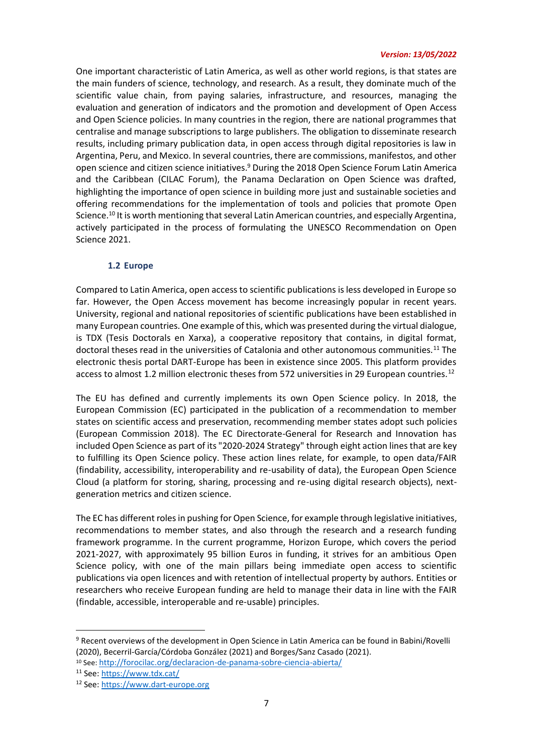One important characteristic of Latin America, as well as other world regions, is that states are the main funders of science, technology, and research. As a result, they dominate much of the scientific value chain, from paying salaries, infrastructure, and resources, managing the evaluation and generation of indicators and the promotion and development of Open Access and Open Science policies. In many countries in the region, there are national programmes that centralise and manage subscriptions to large publishers. The obligation to disseminate research results, including primary publication data, in open access through digital repositories is law in Argentina, Peru, and Mexico. In several countries, there are commissions, manifestos, and other open science and citizen science initiatives.[9] During the 2018 Open Science Forum Latin America and the Caribbean (CILAC Forum), the Panama Declaration on Open Science was drafted, highlighting the importance of open science in building more just and sustainable societies and offering recommendations for the implementation of tools and policies that promote Open Science.[10] It is worth mentioning that several Latin American countries, and especially Argentina, actively participated in the process of formulating the UNESCO Recommendation on Open Science 2021.

### 1.2 Europe

Compared to Latin America, open access to scientific publications is less developed in Europe so far. However, the Open Access movement has become increasingly popular in recent years. University, regional and national repositories of scientific publications have been established in many European countries. One example of this, which was presented during the virtual dialogue, is TDX (Tesis Doctorals en Xarxa), a cooperative repository that contains, in digital format, doctoral theses read in the universities of Catalonia and other autonomous communities.[11] The electronic thesis portal DART-Europe has been in existence since 2005. This platform provides access to almost 1.2 million electronic theses from 572 universities in 29 European countries.[12]

The EU has defined and currently implements its own Open Science policy. In 2018, the European Commission (EC) participated in the publication of a recommendation to member states on scientific access and preservation, recommending member states adopt such policies (European Commission 2018). The EC Directorate-General for Research and Innovation has included Open Science as part of its "2020-2024 Strategy" through eight action lines that are key to fulfilling its Open Science policy. These action lines relate, for example, to open data/FAIR (findability, accessibility, interoperability and re-usability of data), the European Open Science Cloud (a platform for storing, sharing, processing and re-using digital research objects), next-generation metrics and citizen science.

The EC has different roles in pushing for Open Science, for example through legislative initiatives, recommendations to member states, and also through the research and a research funding framework programme. In the current programme, Horizon Europe, which covers the period 2021-2027, with approximately 95 billion Euros in funding, it strives for an ambitious Open Science policy, with one of the main pillars being immediate open access to scientific publications via open licences and with retention of intellectual property by authors. Entities or researchers who receive European funding are held to manage their data in line with the FAIR (findable, accessible, interoperable and re-usable) principles.

---

[9] Recent overviews of the development in Open Science in Latin America can be found in Babini/Rovelli (2020), Becerril-García/Córdoba González (2021) and Borges/Sanz Casado (2021).

[10] See: http://forocilac.org/declaracion-de-panama-sobre-ciencia-abierta/

[11] See: https://www.tdx.cat/

[12] See: https://www.dart-europe.org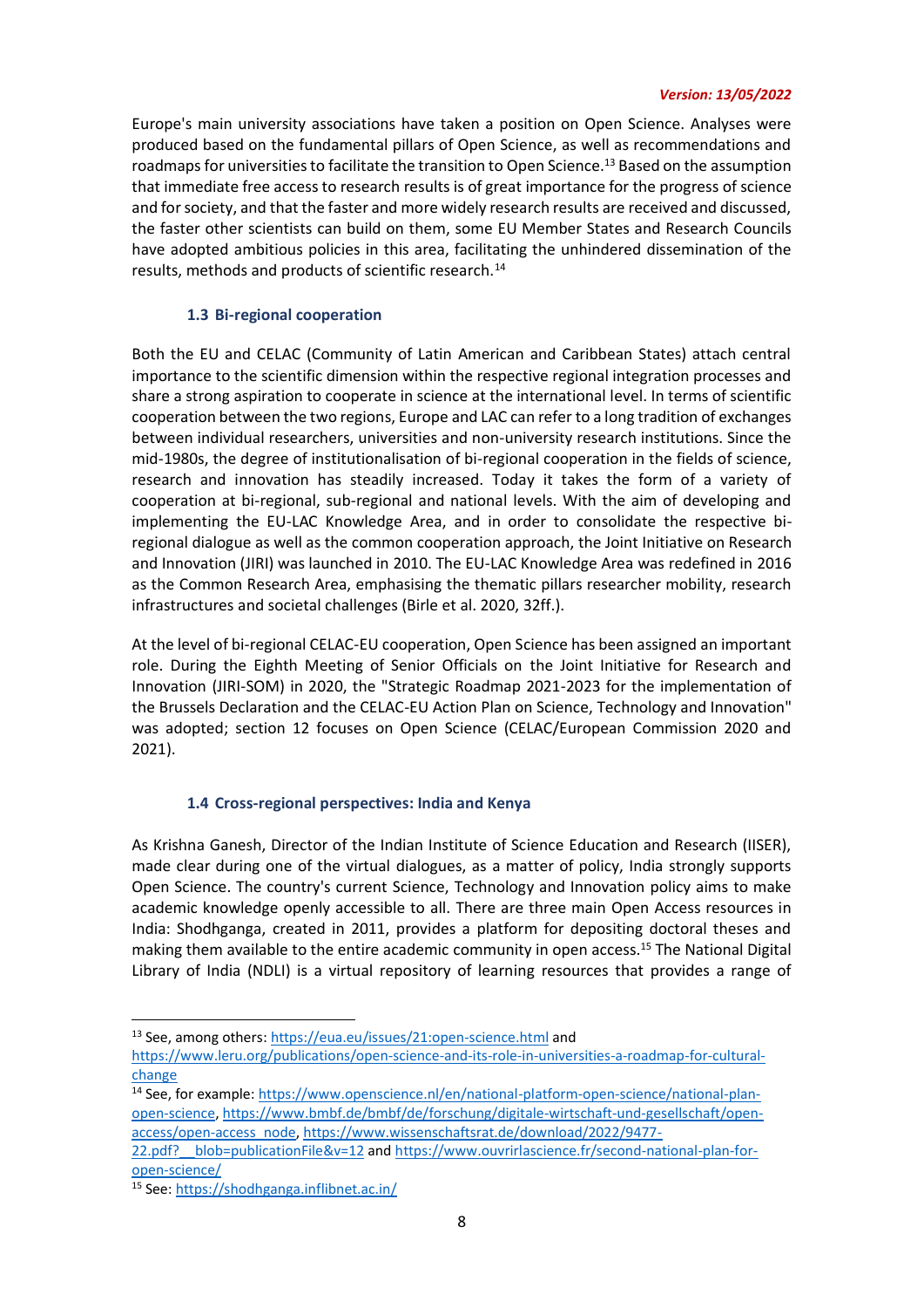Europe's main university associations have taken a position on Open Science. Analyses were produced based on the fundamental pillars of Open Science, as well as recommendations and roadmaps for universities to facilitate the transition to Open Science.[13] Based on the assumption that immediate free access to research results is of great importance for the progress of science and for society, and that the faster and more widely research results are received and discussed, the faster other scientists can build on them, some EU Member States and Research Councils have adopted ambitious policies in this area, facilitating the unhindered dissemination of the results, methods and products of scientific research.[14]

### 1.3 Bi-regional cooperation

Both the EU and CELAC (Community of Latin American and Caribbean States) attach central importance to the scientific dimension within the respective regional integration processes and share a strong aspiration to cooperate in science at the international level. In terms of scientific cooperation between the two regions, Europe and LAC can refer to a long tradition of exchanges between individual researchers, universities and non-university research institutions. Since the mid-1980s, the degree of institutionalisation of bi-regional cooperation in the fields of science, research and innovation has steadily increased. Today it takes the form of a variety of cooperation at bi-regional, sub-regional and national levels. With the aim of developing and implementing the EU-LAC Knowledge Area, and in order to consolidate the respective bi-regional dialogue as well as the common cooperation approach, the Joint Initiative on Research and Innovation (JIRI) was launched in 2010. The EU-LAC Knowledge Area was redefined in 2016 as the Common Research Area, emphasising the thematic pillars researcher mobility, research infrastructures and societal challenges (Birle et al. 2020, 32ff.).

At the level of bi-regional CELAC-EU cooperation, Open Science has been assigned an important role. During the Eighth Meeting of Senior Officials on the Joint Initiative for Research and Innovation (JIRI-SOM) in 2020, the "Strategic Roadmap 2021-2023 for the implementation of the Brussels Declaration and the CELAC-EU Action Plan on Science, Technology and Innovation" was adopted; section 12 focuses on Open Science (CELAC/European Commission 2020 and 2021).

### 1.4 Cross-regional perspectives: India and Kenya

As Krishna Ganesh, Director of the Indian Institute of Science Education and Research (IISER), made clear during one of the virtual dialogues, as a matter of policy, India strongly supports Open Science. The country's current Science, Technology and Innovation policy aims to make academic knowledge openly accessible to all. There are three main Open Access resources in India: Shodhganga, created in 2011, provides a platform for depositing doctoral theses and making them available to the entire academic community in open access.[15] The National Digital Library of India (NDLI) is a virtual repository of learning resources that provides a range of

---

[13] See, among others: https://eua.eu/issues/21:open-science.html and https://www.leru.org/publications/open-science-and-its-role-in-universities-a-roadmap-for-cultural-change

[14] See, for example: https://www.openscience.nl/en/national-platform-open-science/national-plan-open-science, https://www.bmbf.de/bmbf/de/forschung/digitale-wirtschaft-und-gesellschaft/open-access/open-access_node, https://www.wissenschaftsrat.de/download/2022/9477-22.pdf?__blob=publicationFile&v=12 and https://www.ouvrirlascience.fr/second-national-plan-for-open-science/

[15] See: https://shodhganga.inflibnet.ac.in/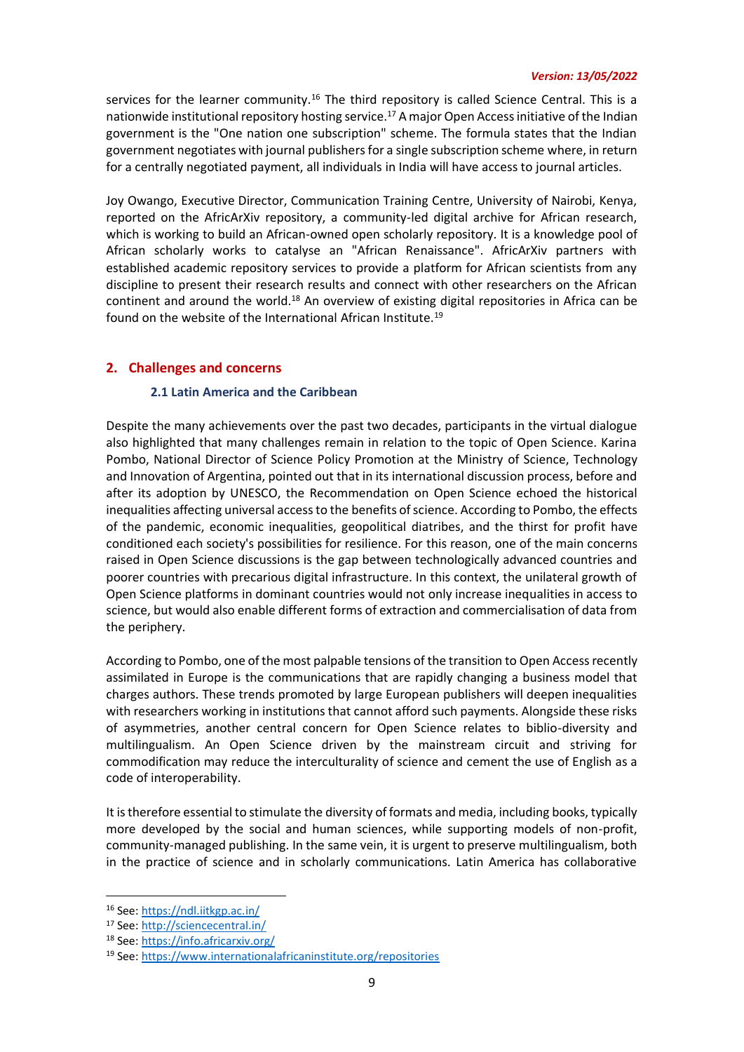services for the learner community.[16] The third repository is called Science Central. This is a nationwide institutional repository hosting service.[17] A major Open Access initiative of the Indian government is the "One nation one subscription" scheme. The formula states that the Indian government negotiates with journal publishers for a single subscription scheme where, in return for a centrally negotiated payment, all individuals in India will have access to journal articles.

Joy Owango, Executive Director, Communication Training Centre, University of Nairobi, Kenya, reported on the AfricArXiv repository, a community-led digital archive for African research, which is working to build an African-owned open scholarly repository. It is a knowledge pool of African scholarly works to catalyse an "African Renaissance". AfricArXiv partners with established academic repository services to provide a platform for African scientists from any discipline to present their research results and connect with other researchers on the African continent and around the world.[18] An overview of existing digital repositories in Africa can be found on the website of the International African Institute.[19]

## 2. Challenges and concerns

### 2.1 Latin America and the Caribbean

Despite the many achievements over the past two decades, participants in the virtual dialogue also highlighted that many challenges remain in relation to the topic of Open Science. Karina Pombo, National Director of Science Policy Promotion at the Ministry of Science, Technology and Innovation of Argentina, pointed out that in its international discussion process, before and after its adoption by UNESCO, the Recommendation on Open Science echoed the historical inequalities affecting universal access to the benefits of science. According to Pombo, the effects of the pandemic, economic inequalities, geopolitical diatribes, and the thirst for profit have conditioned each society's possibilities for resilience. For this reason, one of the main concerns raised in Open Science discussions is the gap between technologically advanced countries and poorer countries with precarious digital infrastructure. In this context, the unilateral growth of Open Science platforms in dominant countries would not only increase inequalities in access to science, but would also enable different forms of extraction and commercialisation of data from the periphery.

According to Pombo, one of the most palpable tensions of the transition to Open Access recently assimilated in Europe is the communications that are rapidly changing a business model that charges authors. These trends promoted by large European publishers will deepen inequalities with researchers working in institutions that cannot afford such payments. Alongside these risks of asymmetries, another central concern for Open Science relates to biblio-diversity and multilingualism. An Open Science driven by the mainstream circuit and striving for commodification may reduce the interculturality of science and cement the use of English as a code of interoperability.

It is therefore essential to stimulate the diversity of formats and media, including books, typically more developed by the social and human sciences, while supporting models of non-profit, community-managed publishing. In the same vein, it is urgent to preserve multilingualism, both in the practice of science and in scholarly communications. Latin America has collaborative

[16] See: https://ndl.iitkgp.ac.in/
[17] See: http://sciencecentral.in/
[18] See: https://info.africarxiv.org/
[19] See: https://www.internationalafricaninstitute.org/repositories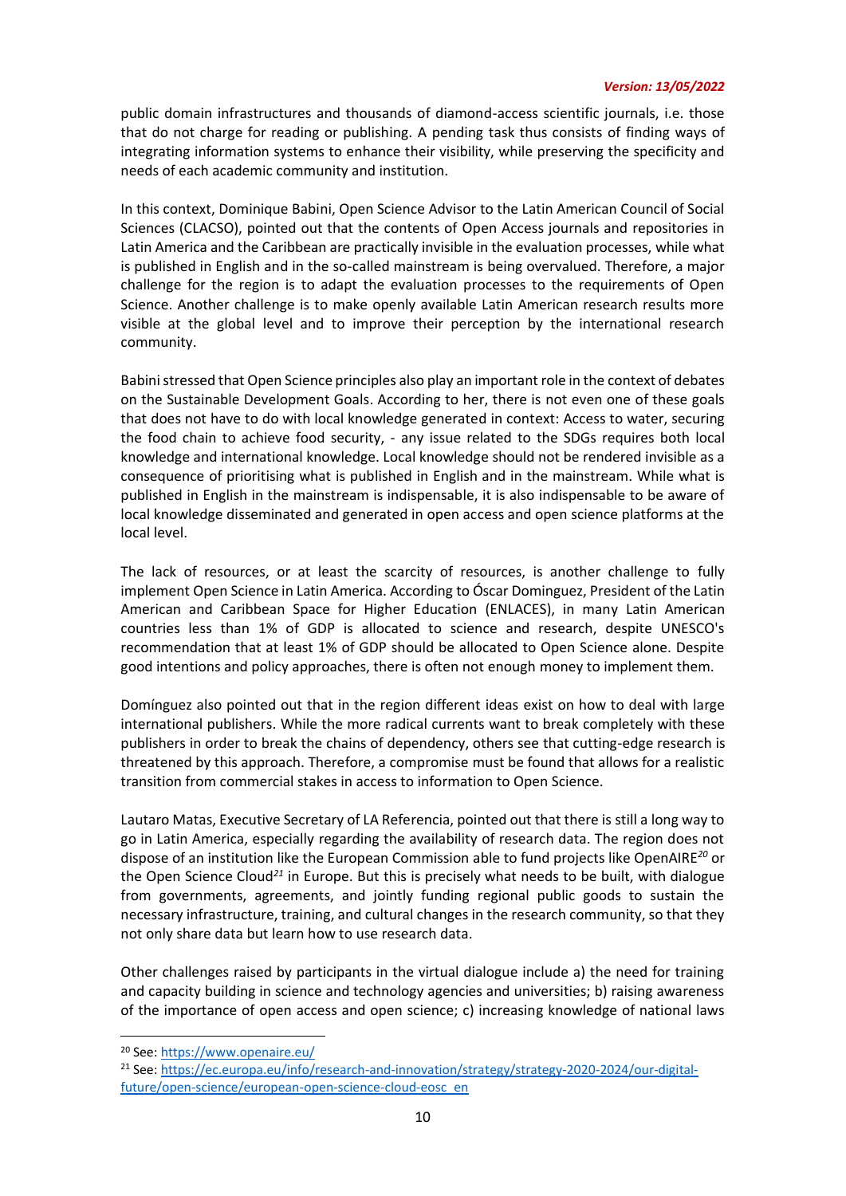public domain infrastructures and thousands of diamond-access scientific journals, i.e. those that do not charge for reading or publishing. A pending task thus consists of finding ways of integrating information systems to enhance their visibility, while preserving the specificity and needs of each academic community and institution.

In this context, Dominique Babini, Open Science Advisor to the Latin American Council of Social Sciences (CLACSO), pointed out that the contents of Open Access journals and repositories in Latin America and the Caribbean are practically invisible in the evaluation processes, while what is published in English and in the so-called mainstream is being overvalued. Therefore, a major challenge for the region is to adapt the evaluation processes to the requirements of Open Science. Another challenge is to make openly available Latin American research results more visible at the global level and to improve their perception by the international research community.

Babini stressed that Open Science principles also play an important role in the context of debates on the Sustainable Development Goals. According to her, there is not even one of these goals that does not have to do with local knowledge generated in context: Access to water, securing the food chain to achieve food security, - any issue related to the SDGs requires both local knowledge and international knowledge. Local knowledge should not be rendered invisible as a consequence of prioritising what is published in English and in the mainstream. While what is published in English in the mainstream is indispensable, it is also indispensable to be aware of local knowledge disseminated and generated in open access and open science platforms at the local level.

The lack of resources, or at least the scarcity of resources, is another challenge to fully implement Open Science in Latin America. According to Óscar Dominguez, President of the Latin American and Caribbean Space for Higher Education (ENLACES), in many Latin American countries less than 1% of GDP is allocated to science and research, despite UNESCO's recommendation that at least 1% of GDP should be allocated to Open Science alone. Despite good intentions and policy approaches, there is often not enough money to implement them.

Domínguez also pointed out that in the region different ideas exist on how to deal with large international publishers. While the more radical currents want to break completely with these publishers in order to break the chains of dependency, others see that cutting-edge research is threatened by this approach. Therefore, a compromise must be found that allows for a realistic transition from commercial stakes in access to information to Open Science.

Lautaro Matas, Executive Secretary of LA Referencia, pointed out that there is still a long way to go in Latin America, especially regarding the availability of research data. The region does not dispose of an institution like the European Commission able to fund projects like OpenAIRE[20] or the Open Science Cloud[21] in Europe. But this is precisely what needs to be built, with dialogue from governments, agreements, and jointly funding regional public goods to sustain the necessary infrastructure, training, and cultural changes in the research community, so that they not only share data but learn how to use research data.

Other challenges raised by participants in the virtual dialogue include a) the need for training and capacity building in science and technology agencies and universities; b) raising awareness of the importance of open access and open science; c) increasing knowledge of national laws

---

[20] See: https://www.openaire.eu/

[21] See: https://ec.europa.eu/info/research-and-innovation/strategy/strategy-2020-2024/our-digital-future/open-science/european-open-science-cloud-eosc_en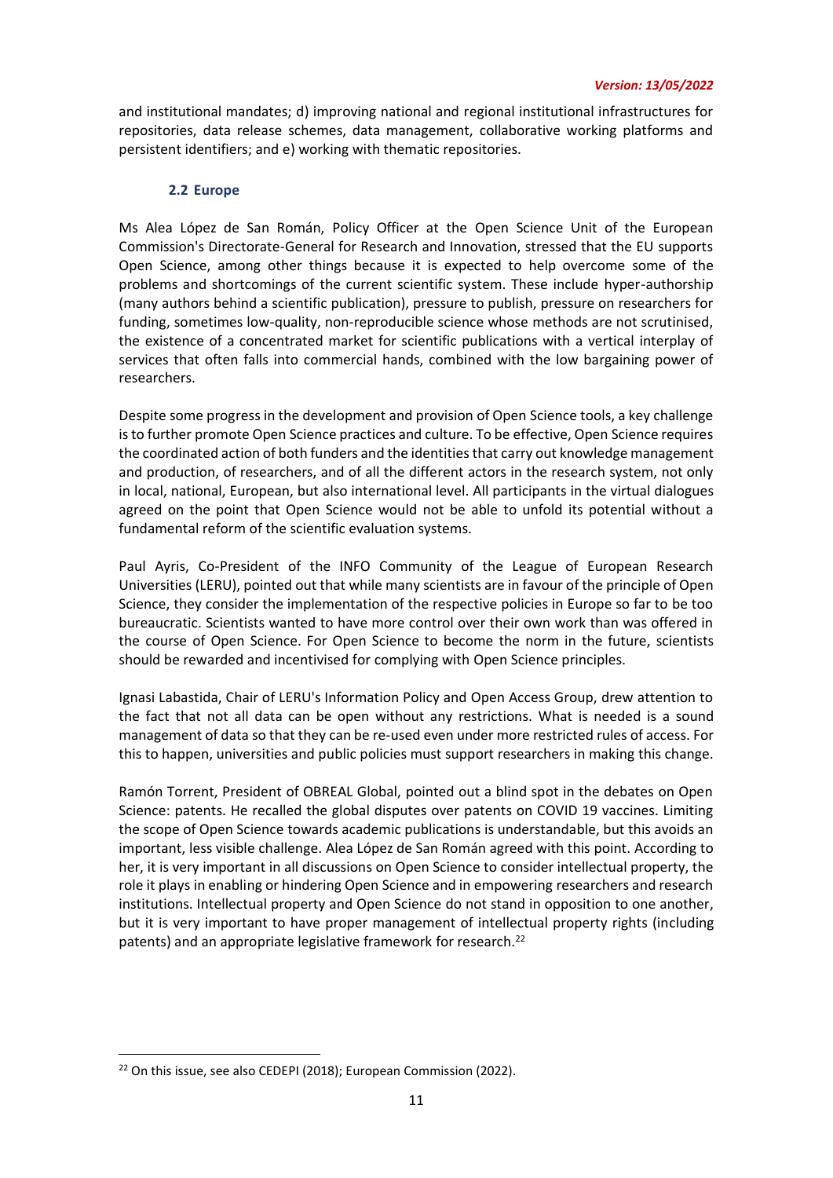and institutional mandates; d) improving national and regional institutional infrastructures for repositories, data release schemes, data management, collaborative working platforms and persistent identifiers; and e) working with thematic repositories.

### 2.2 Europe

Ms Alea López de San Román, Policy Officer at the Open Science Unit of the European Commission's Directorate-General for Research and Innovation, stressed that the EU supports Open Science, among other things because it is expected to help overcome some of the problems and shortcomings of the current scientific system. These include hyper-authorship (many authors behind a scientific publication), pressure to publish, pressure on researchers for funding, sometimes low-quality, non-reproducible science whose methods are not scrutinised, the existence of a concentrated market for scientific publications with a vertical interplay of services that often falls into commercial hands, combined with the low bargaining power of researchers.

Despite some progress in the development and provision of Open Science tools, a key challenge is to further promote Open Science practices and culture. To be effective, Open Science requires the coordinated action of both funders and the identities that carry out knowledge management and production, of researchers, and of all the different actors in the research system, not only in local, national, European, but also international level. All participants in the virtual dialogues agreed on the point that Open Science would not be able to unfold its potential without a fundamental reform of the scientific evaluation systems.

Paul Ayris, Co-President of the INFO Community of the League of European Research Universities (LERU), pointed out that while many scientists are in favour of the principle of Open Science, they consider the implementation of the respective policies in Europe so far to be too bureaucratic. Scientists wanted to have more control over their own work than was offered in the course of Open Science. For Open Science to become the norm in the future, scientists should be rewarded and incentivised for complying with Open Science principles.

Ignasi Labastida, Chair of LERU's Information Policy and Open Access Group, drew attention to the fact that not all data can be open without any restrictions. What is needed is a sound management of data so that they can be re-used even under more restricted rules of access. For this to happen, universities and public policies must support researchers in making this change.

Ramón Torrent, President of OBREAL Global, pointed out a blind spot in the debates on Open Science: patents. He recalled the global disputes over patents on COVID 19 vaccines. Limiting the scope of Open Science towards academic publications is understandable, but this avoids an important, less visible challenge. Alea López de San Román agreed with this point. According to her, it is very important in all discussions on Open Science to consider intellectual property, the role it plays in enabling or hindering Open Science and in empowering researchers and research institutions. Intellectual property and Open Science do not stand in opposition to one another, but it is very important to have proper management of intellectual property rights (including patents) and an appropriate legislative framework for research.[22]

[22] On this issue, see also CEDEPI (2018); European Commission (2022).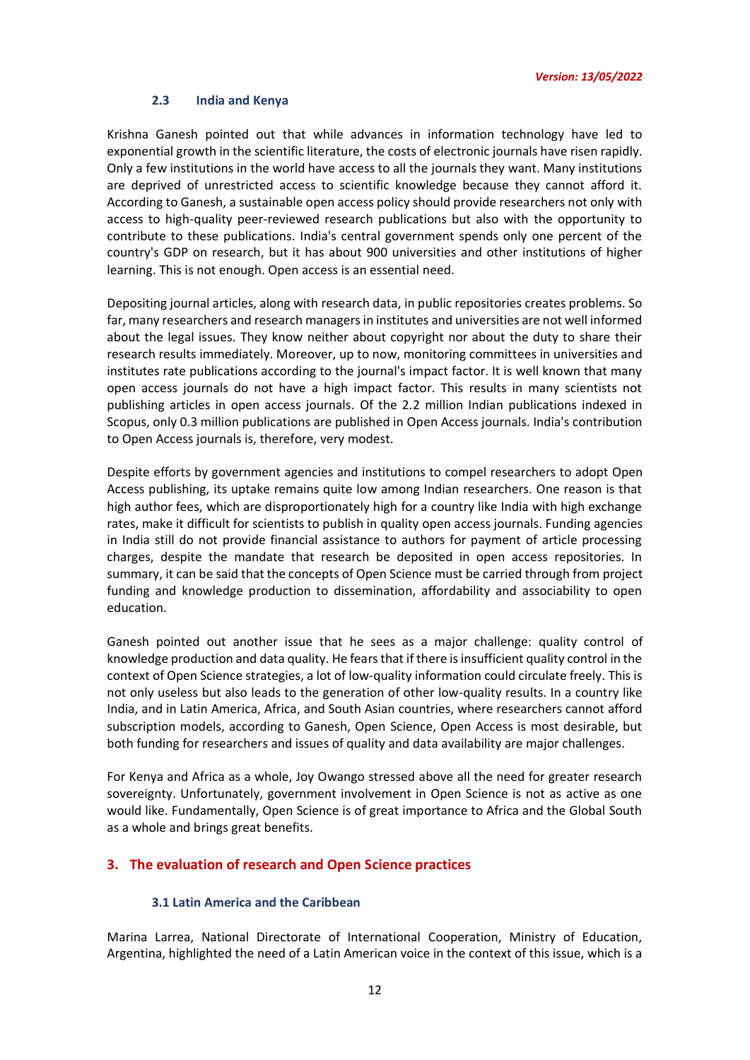*Version: 13/05/2022*

### 2.3 India and Kenya

Krishna Ganesh pointed out that while advances in information technology have led to exponential growth in the scientific literature, the costs of electronic journals have risen rapidly. Only a few institutions in the world have access to all the journals they want. Many institutions are deprived of unrestricted access to scientific knowledge because they cannot afford it. According to Ganesh, a sustainable open access policy should provide researchers not only with access to high-quality peer-reviewed research publications but also with the opportunity to contribute to these publications. India's central government spends only one percent of the country's GDP on research, but it has about 900 universities and other institutions of higher learning. This is not enough. Open access is an essential need.

Depositing journal articles, along with research data, in public repositories creates problems. So far, many researchers and research managers in institutes and universities are not well informed about the legal issues. They know neither about copyright nor about the duty to share their research results immediately. Moreover, up to now, monitoring committees in universities and institutes rate publications according to the journal's impact factor. It is well known that many open access journals do not have a high impact factor. This results in many scientists not publishing articles in open access journals. Of the 2.2 million Indian publications indexed in Scopus, only 0.3 million publications are published in Open Access journals. India's contribution to Open Access journals is, therefore, very modest.

Despite efforts by government agencies and institutions to compel researchers to adopt Open Access publishing, its uptake remains quite low among Indian researchers. One reason is that high author fees, which are disproportionately high for a country like India with high exchange rates, make it difficult for scientists to publish in quality open access journals. Funding agencies in India still do not provide financial assistance to authors for payment of article processing charges, despite the mandate that research be deposited in open access repositories. In summary, it can be said that the concepts of Open Science must be carried through from project funding and knowledge production to dissemination, affordability and associability to open education.

Ganesh pointed out another issue that he sees as a major challenge: quality control of knowledge production and data quality. He fears that if there is insufficient quality control in the context of Open Science strategies, a lot of low-quality information could circulate freely. This is not only useless but also leads to the generation of other low-quality results. In a country like India, and in Latin America, Africa, and South Asian countries, where researchers cannot afford subscription models, according to Ganesh, Open Science, Open Access is most desirable, but both funding for researchers and issues of quality and data availability are major challenges.

For Kenya and Africa as a whole, Joy Owango stressed above all the need for greater research sovereignty. Unfortunately, government involvement in Open Science is not as active as one would like. Fundamentally, Open Science is of great importance to Africa and the Global South as a whole and brings great benefits.

## 3. The evaluation of research and Open Science practices

### 3.1 Latin America and the Caribbean

Marina Larrea, National Directorate of International Cooperation, Ministry of Education, Argentina, highlighted the need of a Latin American voice in the context of this issue, which is a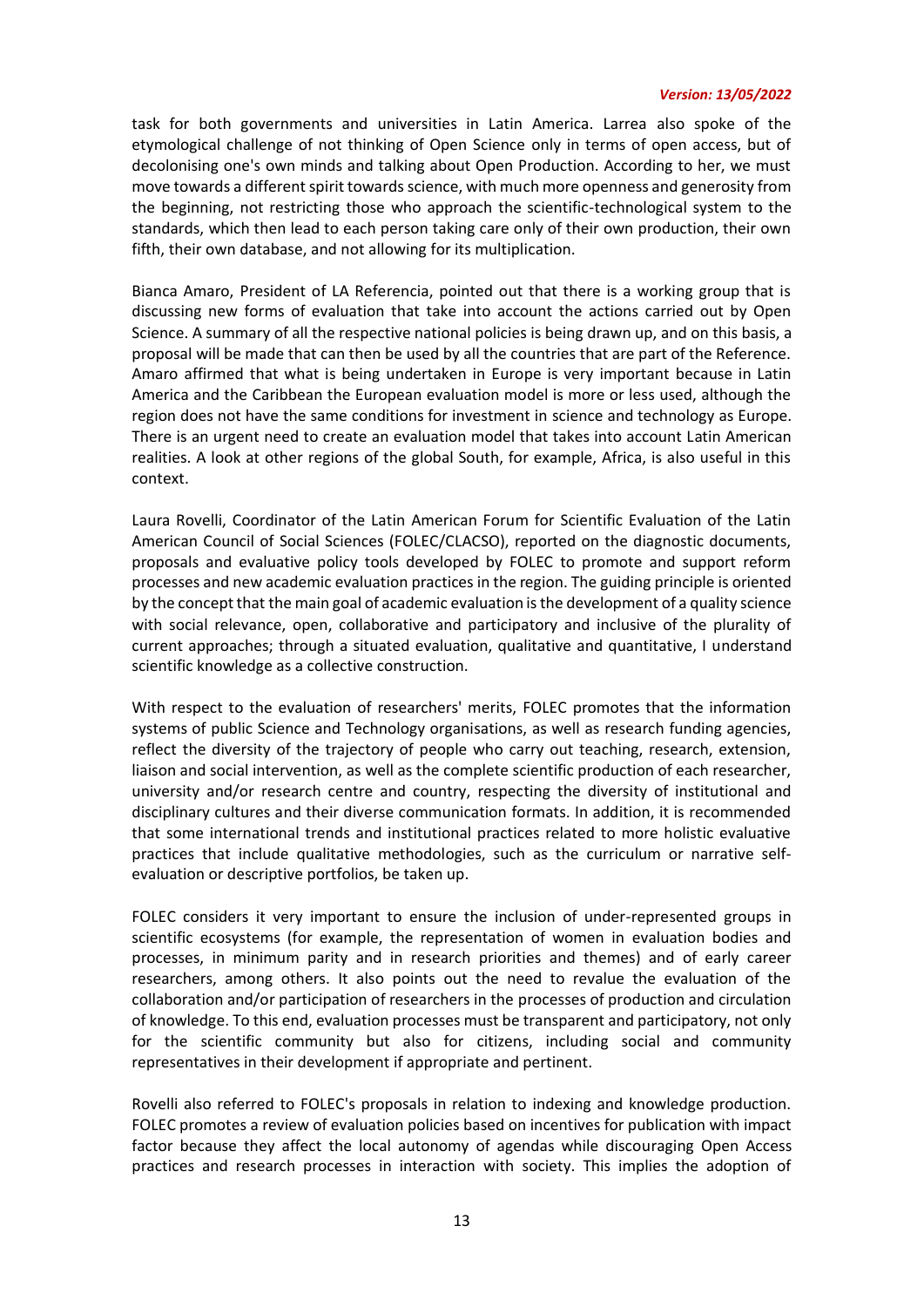task for both governments and universities in Latin America. Larrea also spoke of the etymological challenge of not thinking of Open Science only in terms of open access, but of decolonising one's own minds and talking about Open Production. According to her, we must move towards a different spirit towards science, with much more openness and generosity from the beginning, not restricting those who approach the scientific-technological system to the standards, which then lead to each person taking care only of their own production, their own fifth, their own database, and not allowing for its multiplication.

Bianca Amaro, President of LA Referencia, pointed out that there is a working group that is discussing new forms of evaluation that take into account the actions carried out by Open Science. A summary of all the respective national policies is being drawn up, and on this basis, a proposal will be made that can then be used by all the countries that are part of the Reference. Amaro affirmed that what is being undertaken in Europe is very important because in Latin America and the Caribbean the European evaluation model is more or less used, although the region does not have the same conditions for investment in science and technology as Europe. There is an urgent need to create an evaluation model that takes into account Latin American realities. A look at other regions of the global South, for example, Africa, is also useful in this context.

Laura Rovelli, Coordinator of the Latin American Forum for Scientific Evaluation of the Latin American Council of Social Sciences (FOLEC/CLACSO), reported on the diagnostic documents, proposals and evaluative policy tools developed by FOLEC to promote and support reform processes and new academic evaluation practices in the region. The guiding principle is oriented by the concept that the main goal of academic evaluation is the development of a quality science with social relevance, open, collaborative and participatory and inclusive of the plurality of current approaches; through a situated evaluation, qualitative and quantitative, I understand scientific knowledge as a collective construction.

With respect to the evaluation of researchers' merits, FOLEC promotes that the information systems of public Science and Technology organisations, as well as research funding agencies, reflect the diversity of the trajectory of people who carry out teaching, research, extension, liaison and social intervention, as well as the complete scientific production of each researcher, university and/or research centre and country, respecting the diversity of institutional and disciplinary cultures and their diverse communication formats. In addition, it is recommended that some international trends and institutional practices related to more holistic evaluative practices that include qualitative methodologies, such as the curriculum or narrative self-evaluation or descriptive portfolios, be taken up.

FOLEC considers it very important to ensure the inclusion of under-represented groups in scientific ecosystems (for example, the representation of women in evaluation bodies and processes, in minimum parity and in research priorities and themes) and of early career researchers, among others. It also points out the need to revalue the evaluation of the collaboration and/or participation of researchers in the processes of production and circulation of knowledge. To this end, evaluation processes must be transparent and participatory, not only for the scientific community but also for citizens, including social and community representatives in their development if appropriate and pertinent.

Rovelli also referred to FOLEC's proposals in relation to indexing and knowledge production. FOLEC promotes a review of evaluation policies based on incentives for publication with impact factor because they affect the local autonomy of agendas while discouraging Open Access practices and research processes in interaction with society. This implies the adoption of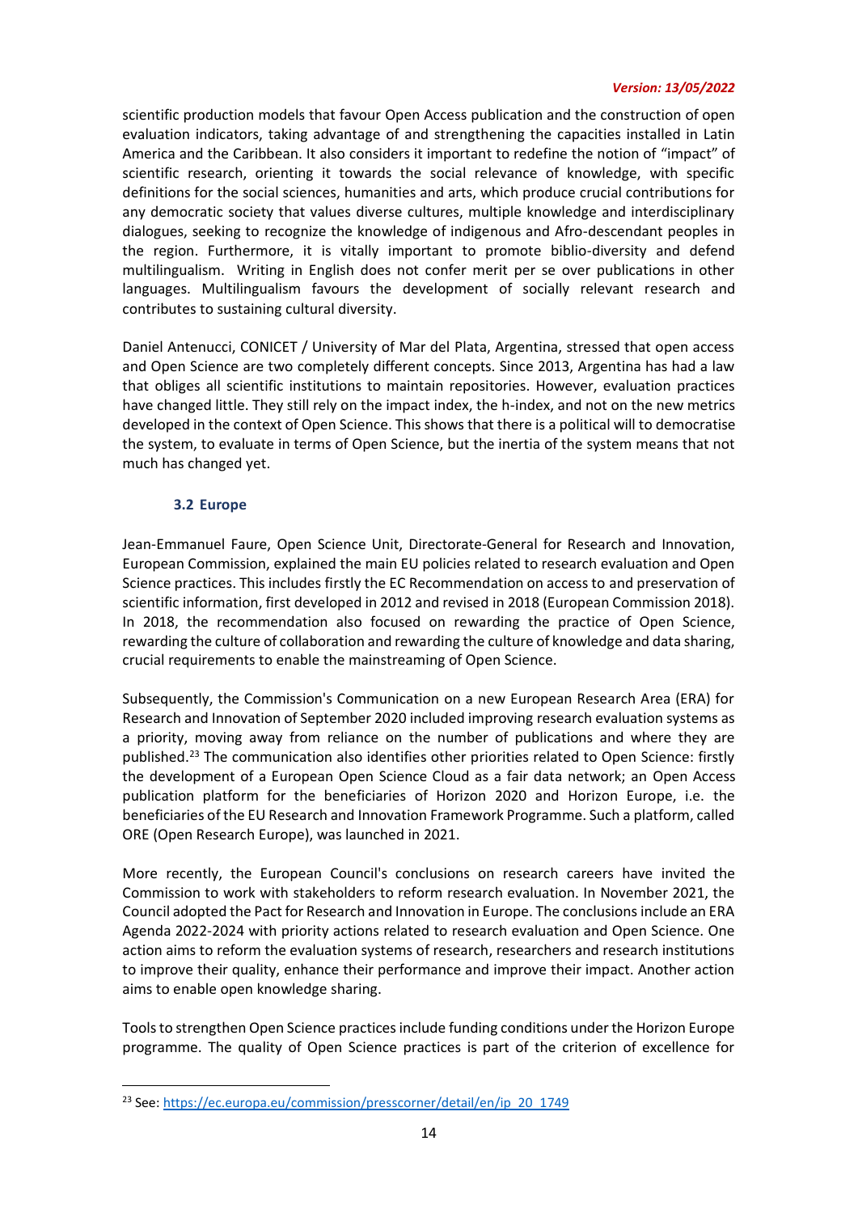scientific production models that favour Open Access publication and the construction of open evaluation indicators, taking advantage of and strengthening the capacities installed in Latin America and the Caribbean. It also considers it important to redefine the notion of "impact" of scientific research, orienting it towards the social relevance of knowledge, with specific definitions for the social sciences, humanities and arts, which produce crucial contributions for any democratic society that values diverse cultures, multiple knowledge and interdisciplinary dialogues, seeking to recognize the knowledge of indigenous and Afro-descendant peoples in the region. Furthermore, it is vitally important to promote biblio-diversity and defend multilingualism. Writing in English does not confer merit per se over publications in other languages. Multilingualism favours the development of socially relevant research and contributes to sustaining cultural diversity.

Daniel Antenucci, CONICET / University of Mar del Plata, Argentina, stressed that open access and Open Science are two completely different concepts. Since 2013, Argentina has had a law that obliges all scientific institutions to maintain repositories. However, evaluation practices have changed little. They still rely on the impact index, the h-index, and not on the new metrics developed in the context of Open Science. This shows that there is a political will to democratise the system, to evaluate in terms of Open Science, but the inertia of the system means that not much has changed yet.

### 3.2 Europe

Jean-Emmanuel Faure, Open Science Unit, Directorate-General for Research and Innovation, European Commission, explained the main EU policies related to research evaluation and Open Science practices. This includes firstly the EC Recommendation on access to and preservation of scientific information, first developed in 2012 and revised in 2018 (European Commission 2018). In 2018, the recommendation also focused on rewarding the practice of Open Science, rewarding the culture of collaboration and rewarding the culture of knowledge and data sharing, crucial requirements to enable the mainstreaming of Open Science.

Subsequently, the Commission's Communication on a new European Research Area (ERA) for Research and Innovation of September 2020 included improving research evaluation systems as a priority, moving away from reliance on the number of publications and where they are published.[23] The communication also identifies other priorities related to Open Science: firstly the development of a European Open Science Cloud as a fair data network; an Open Access publication platform for the beneficiaries of Horizon 2020 and Horizon Europe, i.e. the beneficiaries of the EU Research and Innovation Framework Programme. Such a platform, called ORE (Open Research Europe), was launched in 2021.

More recently, the European Council's conclusions on research careers have invited the Commission to work with stakeholders to reform research evaluation. In November 2021, the Council adopted the Pact for Research and Innovation in Europe. The conclusions include an ERA Agenda 2022-2024 with priority actions related to research evaluation and Open Science. One action aims to reform the evaluation systems of research, researchers and research institutions to improve their quality, enhance their performance and improve their impact. Another action aims to enable open knowledge sharing.

Tools to strengthen Open Science practices include funding conditions under the Horizon Europe programme. The quality of Open Science practices is part of the criterion of excellence for

[23] See: https://ec.europa.eu/commission/presscorner/detail/en/ip_20_1749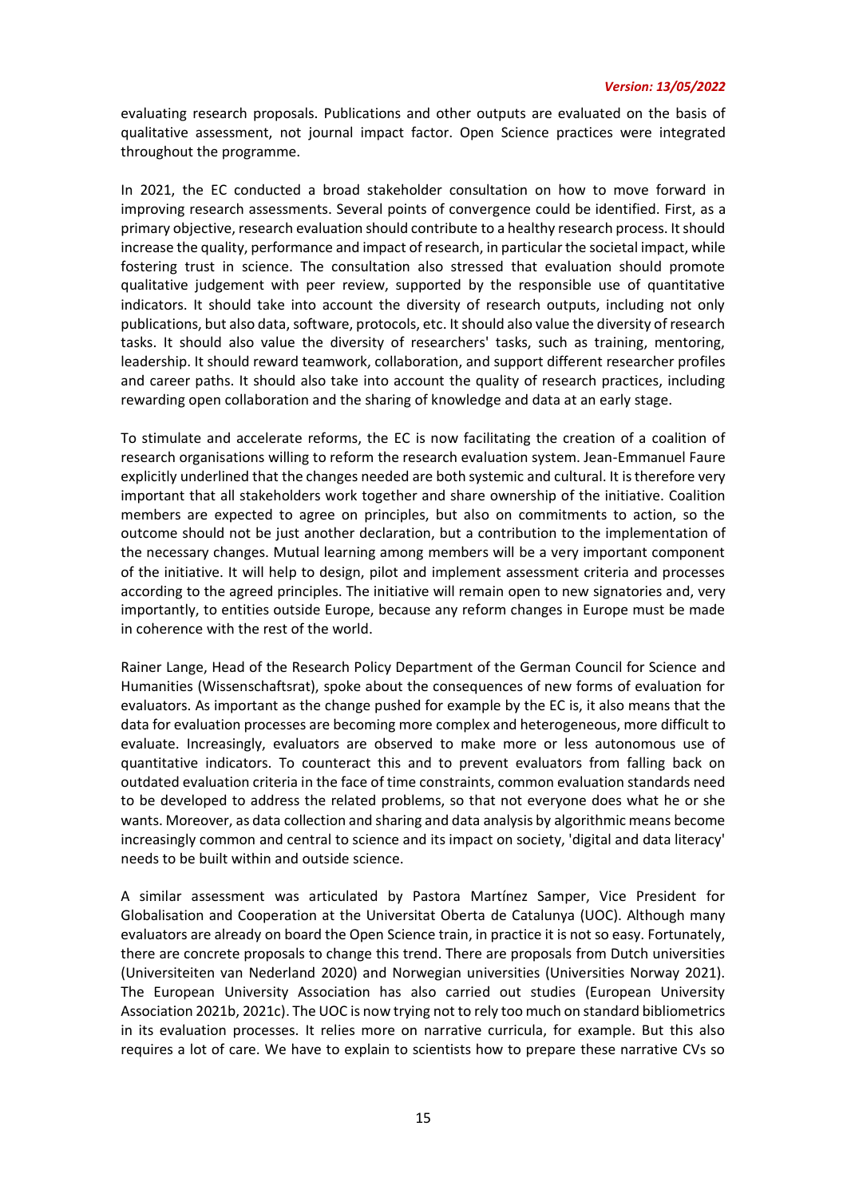evaluating research proposals. Publications and other outputs are evaluated on the basis of qualitative assessment, not journal impact factor. Open Science practices were integrated throughout the programme.

In 2021, the EC conducted a broad stakeholder consultation on how to move forward in improving research assessments. Several points of convergence could be identified. First, as a primary objective, research evaluation should contribute to a healthy research process. It should increase the quality, performance and impact of research, in particular the societal impact, while fostering trust in science. The consultation also stressed that evaluation should promote qualitative judgement with peer review, supported by the responsible use of quantitative indicators. It should take into account the diversity of research outputs, including not only publications, but also data, software, protocols, etc. It should also value the diversity of research tasks. It should also value the diversity of researchers' tasks, such as training, mentoring, leadership. It should reward teamwork, collaboration, and support different researcher profiles and career paths. It should also take into account the quality of research practices, including rewarding open collaboration and the sharing of knowledge and data at an early stage.

To stimulate and accelerate reforms, the EC is now facilitating the creation of a coalition of research organisations willing to reform the research evaluation system. Jean-Emmanuel Faure explicitly underlined that the changes needed are both systemic and cultural. It is therefore very important that all stakeholders work together and share ownership of the initiative. Coalition members are expected to agree on principles, but also on commitments to action, so the outcome should not be just another declaration, but a contribution to the implementation of the necessary changes. Mutual learning among members will be a very important component of the initiative. It will help to design, pilot and implement assessment criteria and processes according to the agreed principles. The initiative will remain open to new signatories and, very importantly, to entities outside Europe, because any reform changes in Europe must be made in coherence with the rest of the world.

Rainer Lange, Head of the Research Policy Department of the German Council for Science and Humanities (Wissenschaftsrat), spoke about the consequences of new forms of evaluation for evaluators. As important as the change pushed for example by the EC is, it also means that the data for evaluation processes are becoming more complex and heterogeneous, more difficult to evaluate. Increasingly, evaluators are observed to make more or less autonomous use of quantitative indicators. To counteract this and to prevent evaluators from falling back on outdated evaluation criteria in the face of time constraints, common evaluation standards need to be developed to address the related problems, so that not everyone does what he or she wants. Moreover, as data collection and sharing and data analysis by algorithmic means become increasingly common and central to science and its impact on society, 'digital and data literacy' needs to be built within and outside science.

A similar assessment was articulated by Pastora Martínez Samper, Vice President for Globalisation and Cooperation at the Universitat Oberta de Catalunya (UOC). Although many evaluators are already on board the Open Science train, in practice it is not so easy. Fortunately, there are concrete proposals to change this trend. There are proposals from Dutch universities (Universiteiten van Nederland 2020) and Norwegian universities (Universities Norway 2021). The European University Association has also carried out studies (European University Association 2021b, 2021c). The UOC is now trying not to rely too much on standard bibliometrics in its evaluation processes. It relies more on narrative curricula, for example. But this also requires a lot of care. We have to explain to scientists how to prepare these narrative CVs so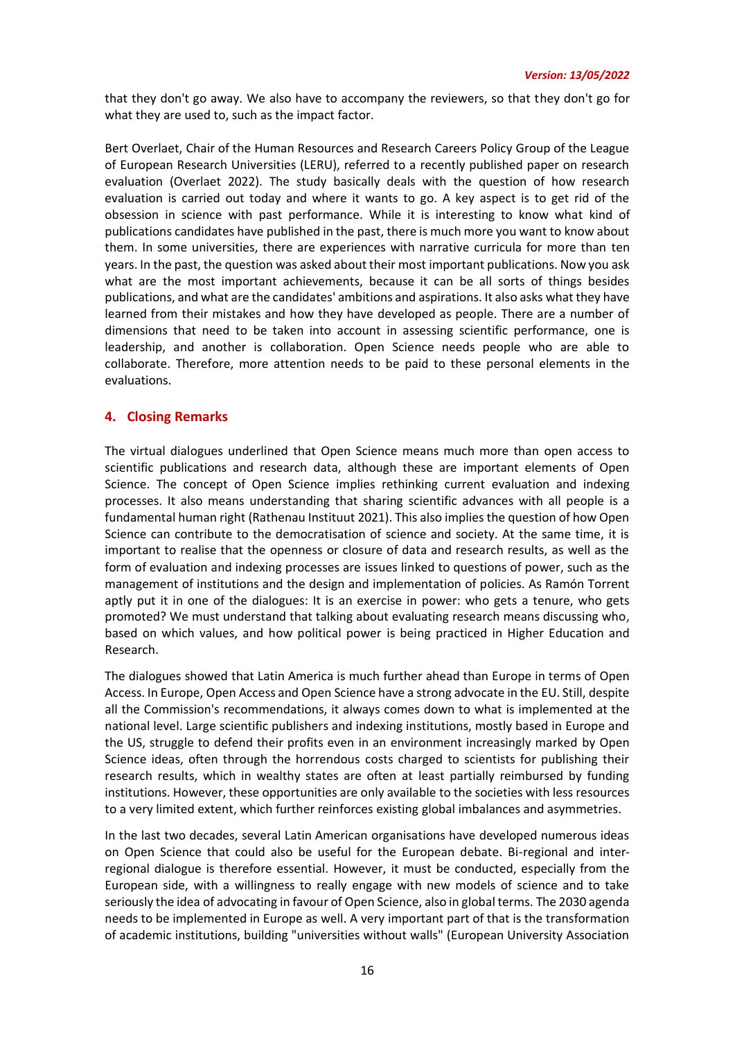that they don't go away. We also have to accompany the reviewers, so that they don't go for what they are used to, such as the impact factor.

Bert Overlaet, Chair of the Human Resources and Research Careers Policy Group of the League of European Research Universities (LERU), referred to a recently published paper on research evaluation (Overlaet 2022). The study basically deals with the question of how research evaluation is carried out today and where it wants to go. A key aspect is to get rid of the obsession in science with past performance. While it is interesting to know what kind of publications candidates have published in the past, there is much more you want to know about them. In some universities, there are experiences with narrative curricula for more than ten years. In the past, the question was asked about their most important publications. Now you ask what are the most important achievements, because it can be all sorts of things besides publications, and what are the candidates' ambitions and aspirations. It also asks what they have learned from their mistakes and how they have developed as people. There are a number of dimensions that need to be taken into account in assessing scientific performance, one is leadership, and another is collaboration. Open Science needs people who are able to collaborate. Therefore, more attention needs to be paid to these personal elements in the evaluations.

## 4. Closing Remarks

The virtual dialogues underlined that Open Science means much more than open access to scientific publications and research data, although these are important elements of Open Science. The concept of Open Science implies rethinking current evaluation and indexing processes. It also means understanding that sharing scientific advances with all people is a fundamental human right (Rathenau Instituut 2021). This also implies the question of how Open Science can contribute to the democratisation of science and society. At the same time, it is important to realise that the openness or closure of data and research results, as well as the form of evaluation and indexing processes are issues linked to questions of power, such as the management of institutions and the design and implementation of policies. As Ramón Torrent aptly put it in one of the dialogues: It is an exercise in power: who gets a tenure, who gets promoted? We must understand that talking about evaluating research means discussing who, based on which values, and how political power is being practiced in Higher Education and Research.

The dialogues showed that Latin America is much further ahead than Europe in terms of Open Access. In Europe, Open Access and Open Science have a strong advocate in the EU. Still, despite all the Commission's recommendations, it always comes down to what is implemented at the national level. Large scientific publishers and indexing institutions, mostly based in Europe and the US, struggle to defend their profits even in an environment increasingly marked by Open Science ideas, often through the horrendous costs charged to scientists for publishing their research results, which in wealthy states are often at least partially reimbursed by funding institutions. However, these opportunities are only available to the societies with less resources to a very limited extent, which further reinforces existing global imbalances and asymmetries.

In the last two decades, several Latin American organisations have developed numerous ideas on Open Science that could also be useful for the European debate. Bi-regional and inter-regional dialogue is therefore essential. However, it must be conducted, especially from the European side, with a willingness to really engage with new models of science and to take seriously the idea of advocating in favour of Open Science, also in global terms. The 2030 agenda needs to be implemented in Europe as well. A very important part of that is the transformation of academic institutions, building "universities without walls" (European University Association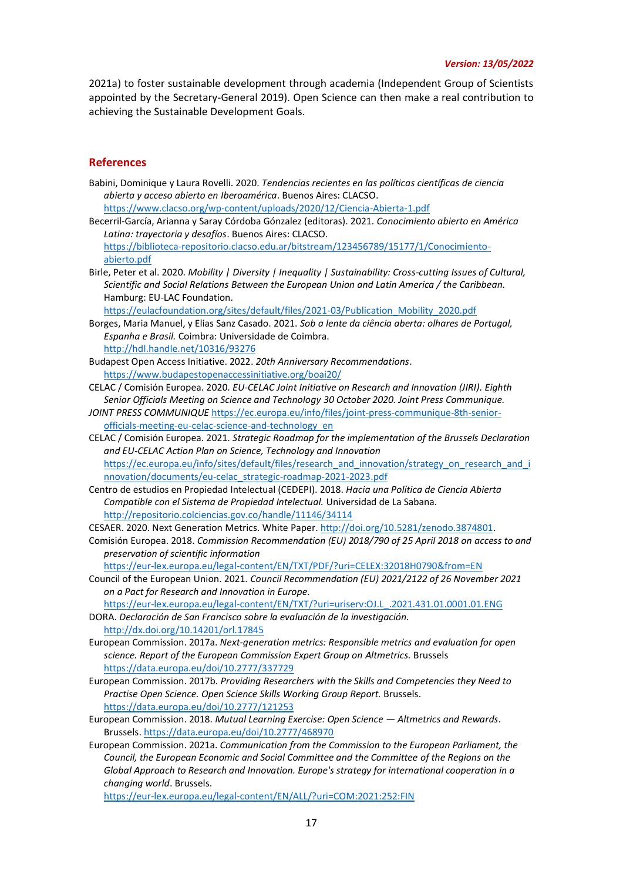2021a) to foster sustainable development through academia (Independent Group of Scientists appointed by the Secretary-General 2019). Open Science can then make a real contribution to achieving the Sustainable Development Goals.

## References

Babini, Dominique y Laura Rovelli. 2020. *Tendencias recientes en las políticas científicas de ciencia abierta y acceso abierto en Iberoamérica*. Buenos Aires: CLACSO. https://www.clacso.org/wp-content/uploads/2020/12/Ciencia-Abierta-1.pdf

Becerril-García, Arianna y Saray Córdoba Gónzalez (editoras). 2021. *Conocimiento abierto en América Latina: trayectoria y desafíos*. Buenos Aires: CLACSO. https://biblioteca-repositorio.clacso.edu.ar/bitstream/123456789/15177/1/Conocimiento-abierto.pdf

Birle, Peter et al. 2020. *Mobility | Diversity | Inequality | Sustainability: Cross-cutting Issues of Cultural, Scientific and Social Relations Between the European Union and Latin America / the Caribbean.* Hamburg: EU-LAC Foundation. https://eulacfoundation.org/sites/default/files/2021-03/Publication_Mobility_2020.pdf

Borges, Maria Manuel, y Elias Sanz Casado. 2021. *Sob a lente da ciência aberta: olhares de Portugal, Espanha e Brasil.* Coimbra: Universidade de Coimbra. http://hdl.handle.net/10316/93276

Budapest Open Access Initiative. 2022. *20th Anniversary Recommendations*. https://www.budapestopenaccessinitiative.org/boai20/

CELAC / Comisión Europea. 2020. *EU-CELAC Joint Initiative on Research and Innovation (JIRI). Eighth Senior Officials Meeting on Science and Technology 30 October 2020. Joint Press Communique. JOINT PRESS COMMUNIQUE* https://ec.europa.eu/info/files/joint-press-communique-8th-senior-officials-meeting-eu-celac-science-and-technology_en

CELAC / Comisión Europea. 2021. *Strategic Roadmap for the implementation of the Brussels Declaration and EU-CELAC Action Plan on Science, Technology and Innovation* https://ec.europa.eu/info/sites/default/files/research_and_innovation/strategy_on_research_and_innovation/documents/eu-celac_strategic-roadmap-2021-2023.pdf

Centro de estudios en Propiedad Intelectual (CEDEPI). 2018. *Hacia una Política de Ciencia Abierta Compatible con el Sistema de Propiedad Intelectual.* Universidad de La Sabana. http://repositorio.colciencias.gov.co/handle/11146/34114

CESAER. 2020. Next Generation Metrics. White Paper. http://doi.org/10.5281/zenodo.3874801.

Comisión Europea. 2018. *Commission Recommendation (EU) 2018/790 of 25 April 2018 on access to and preservation of scientific information* https://eur-lex.europa.eu/legal-content/EN/TXT/PDF/?uri=CELEX:32018H0790&from=EN

Council of the European Union. 2021. *Council Recommendation (EU) 2021/2122 of 26 November 2021 on a Pact for Research and Innovation in Europe.* https://eur-lex.europa.eu/legal-content/EN/TXT/?uri=uriserv:OJ.L_.2021.431.01.0001.01.ENG

DORA. *Declaración de San Francisco sobre la evaluación de la investigación.* http://dx.doi.org/10.14201/orl.17845

European Commission. 2017a. *Next-generation metrics: Responsible metrics and evaluation for open science. Report of the European Commission Expert Group on Altmetrics.* Brussels https://data.europa.eu/doi/10.2777/337729

European Commission. 2017b. *Providing Researchers with the Skills and Competencies they Need to Practise Open Science. Open Science Skills Working Group Report.* Brussels. https://data.europa.eu/doi/10.2777/121253

European Commission. 2018. *Mutual Learning Exercise: Open Science — Altmetrics and Rewards*. Brussels. https://data.europa.eu/doi/10.2777/468970

European Commission. 2021a. *Communication from the Commission to the European Parliament, the Council, the European Economic and Social Committee and the Committee of the Regions on the Global Approach to Research and Innovation. Europe's strategy for international cooperation in a changing world*. Brussels. https://eur-lex.europa.eu/legal-content/EN/ALL/?uri=COM:2021:252:FIN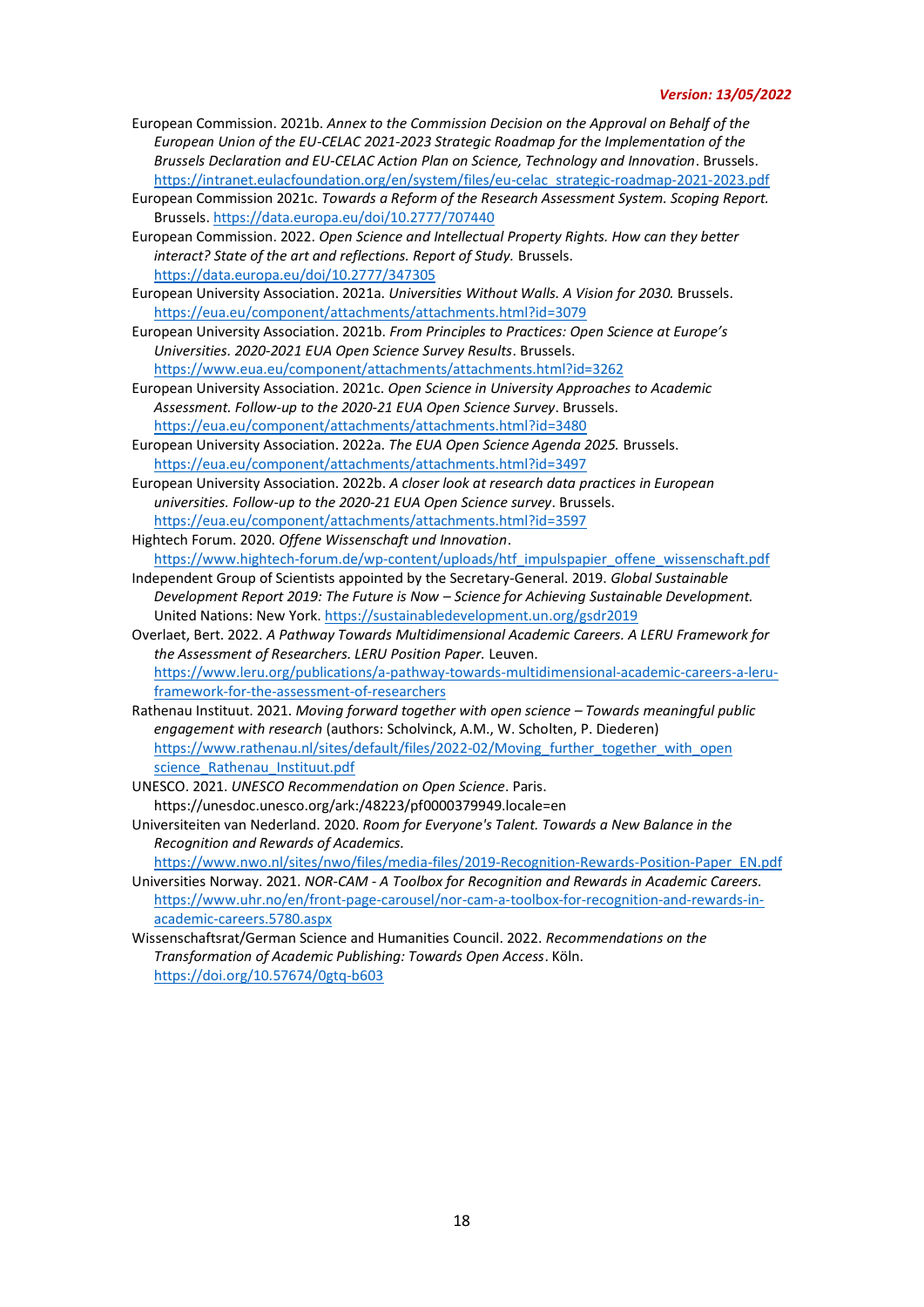European Commission. 2021b. *Annex to the Commission Decision on the Approval on Behalf of the European Union of the EU-CELAC 2021-2023 Strategic Roadmap for the Implementation of the Brussels Declaration and EU-CELAC Action Plan on Science, Technology and Innovation*. Brussels. https://intranet.eulacfoundation.org/en/system/files/eu-celac_strategic-roadmap-2021-2023.pdf

European Commission 2021c. *Towards a Reform of the Research Assessment System. Scoping Report.* Brussels. https://data.europa.eu/doi/10.2777/707440

European Commission. 2022. *Open Science and Intellectual Property Rights. How can they better interact? State of the art and reflections. Report of Study.* Brussels. https://data.europa.eu/doi/10.2777/347305

European University Association. 2021a. *Universities Without Walls. A Vision for 2030.* Brussels. https://eua.eu/component/attachments/attachments.html?id=3079

European University Association. 2021b. *From Principles to Practices: Open Science at Europe's Universities. 2020-2021 EUA Open Science Survey Results*. Brussels. https://www.eua.eu/component/attachments/attachments.html?id=3262

European University Association. 2021c. *Open Science in University Approaches to Academic Assessment. Follow-up to the 2020-21 EUA Open Science Survey*. Brussels. https://eua.eu/component/attachments/attachments.html?id=3480

European University Association. 2022a. *The EUA Open Science Agenda 2025.* Brussels. https://eua.eu/component/attachments/attachments.html?id=3497

European University Association. 2022b. *A closer look at research data practices in European universities. Follow-up to the 2020-21 EUA Open Science survey*. Brussels. https://eua.eu/component/attachments/attachments.html?id=3597

Hightech Forum. 2020. *Offene Wissenschaft und Innovation*. https://www.hightech-forum.de/wp-content/uploads/htf_impulspapier_offene_wissenschaft.pdf

Independent Group of Scientists appointed by the Secretary-General. 2019. *Global Sustainable Development Report 2019: The Future is Now – Science for Achieving Sustainable Development.* United Nations: New York. https://sustainabledevelopment.un.org/gsdr2019

Overlaet, Bert. 2022. *A Pathway Towards Multidimensional Academic Careers. A LERU Framework for the Assessment of Researchers. LERU Position Paper.* Leuven. https://www.leru.org/publications/a-pathway-towards-multidimensional-academic-careers-a-leru-framework-for-the-assessment-of-researchers

Rathenau Instituut. 2021. *Moving forward together with open science – Towards meaningful public engagement with research* (authors: Scholvinck, A.M., W. Scholten, P. Diederen) https://www.rathenau.nl/sites/default/files/2022-02/Moving_further_together_with_open science_Rathenau_Instituut.pdf

UNESCO. 2021. *UNESCO Recommendation on Open Science*. Paris. https://unesdoc.unesco.org/ark:/48223/pf0000379949.locale=en

Universiteiten van Nederland. 2020. *Room for Everyone's Talent. Towards a New Balance in the Recognition and Rewards of Academics.* https://www.nwo.nl/sites/nwo/files/media-files/2019-Recognition-Rewards-Position-Paper_EN.pdf

Universities Norway. 2021. *NOR-CAM - A Toolbox for Recognition and Rewards in Academic Careers.* https://www.uhr.no/en/front-page-carousel/nor-cam-a-toolbox-for-recognition-and-rewards-in-academic-careers.5780.aspx

Wissenschaftsrat/German Science and Humanities Council. 2022. *Recommendations on the Transformation of Academic Publishing: Towards Open Access*. Köln. https://doi.org/10.57674/0gtq-b603